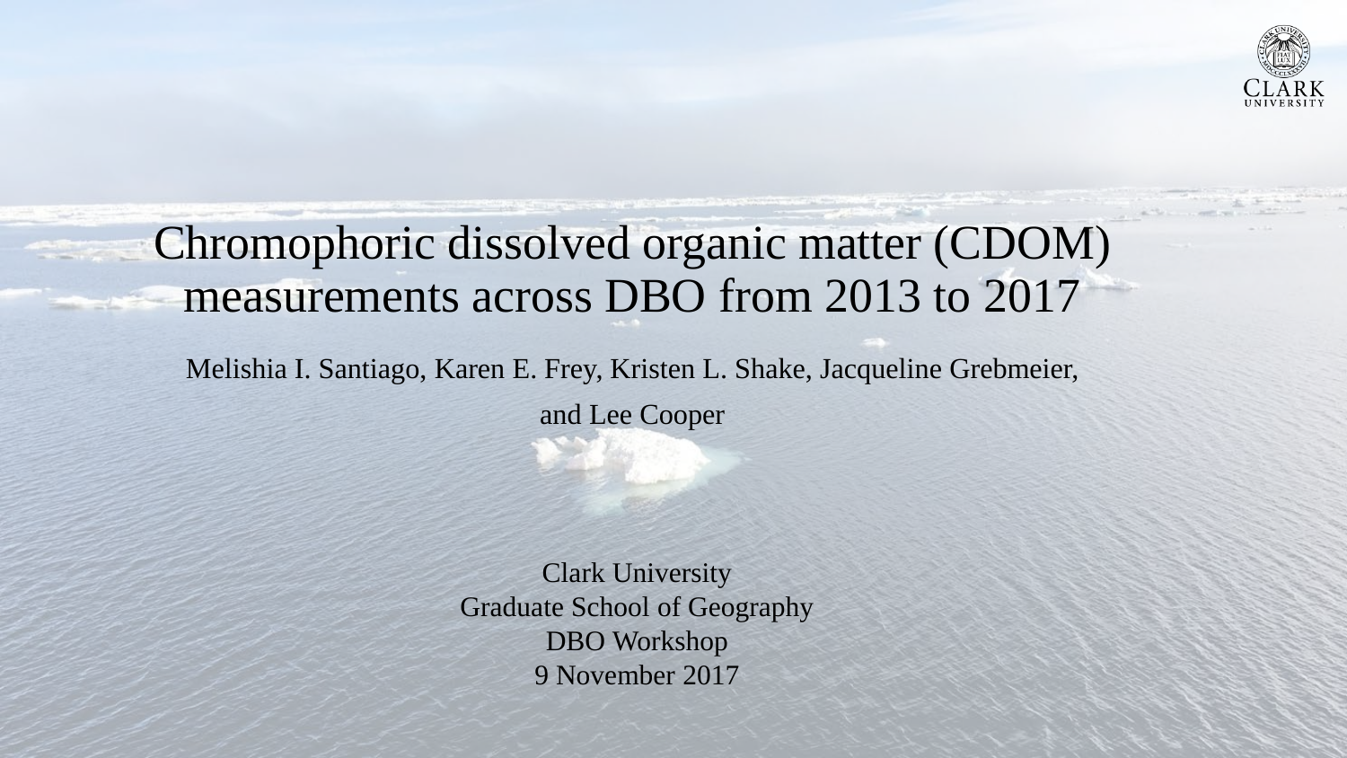# Chromophoric dissolved organic matter (CDOM) measurements across DBO from 2013 to 2017

Melishia I. Santiago, Karen E. Frey, Kristen L. Shake, Jacqueline Grebmeier, and Lee Cooper

Clark University
Graduate School of Geography
DBO Workshop
9 November 2017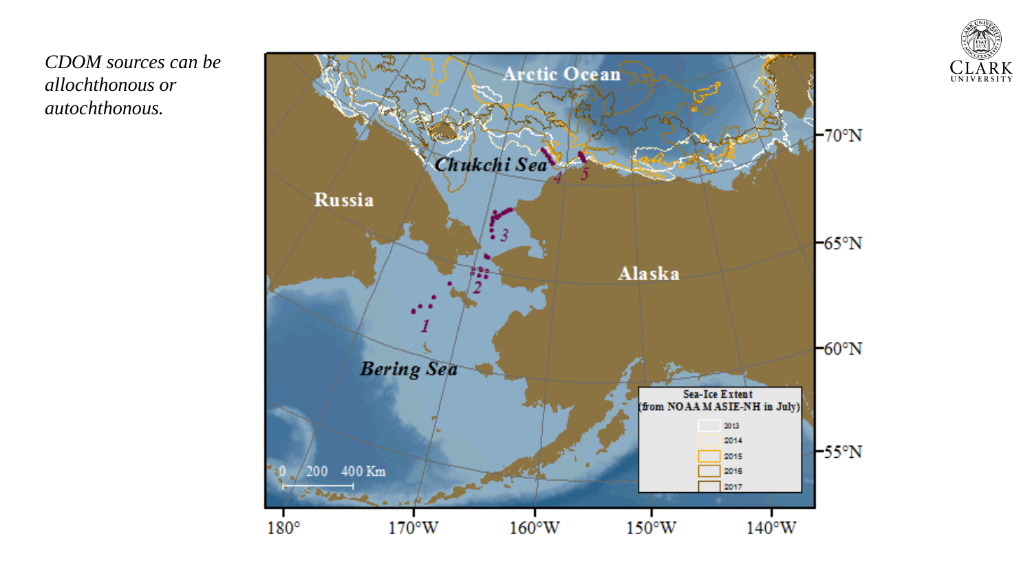*CDOM sources can be allochthonous or autochthonous.*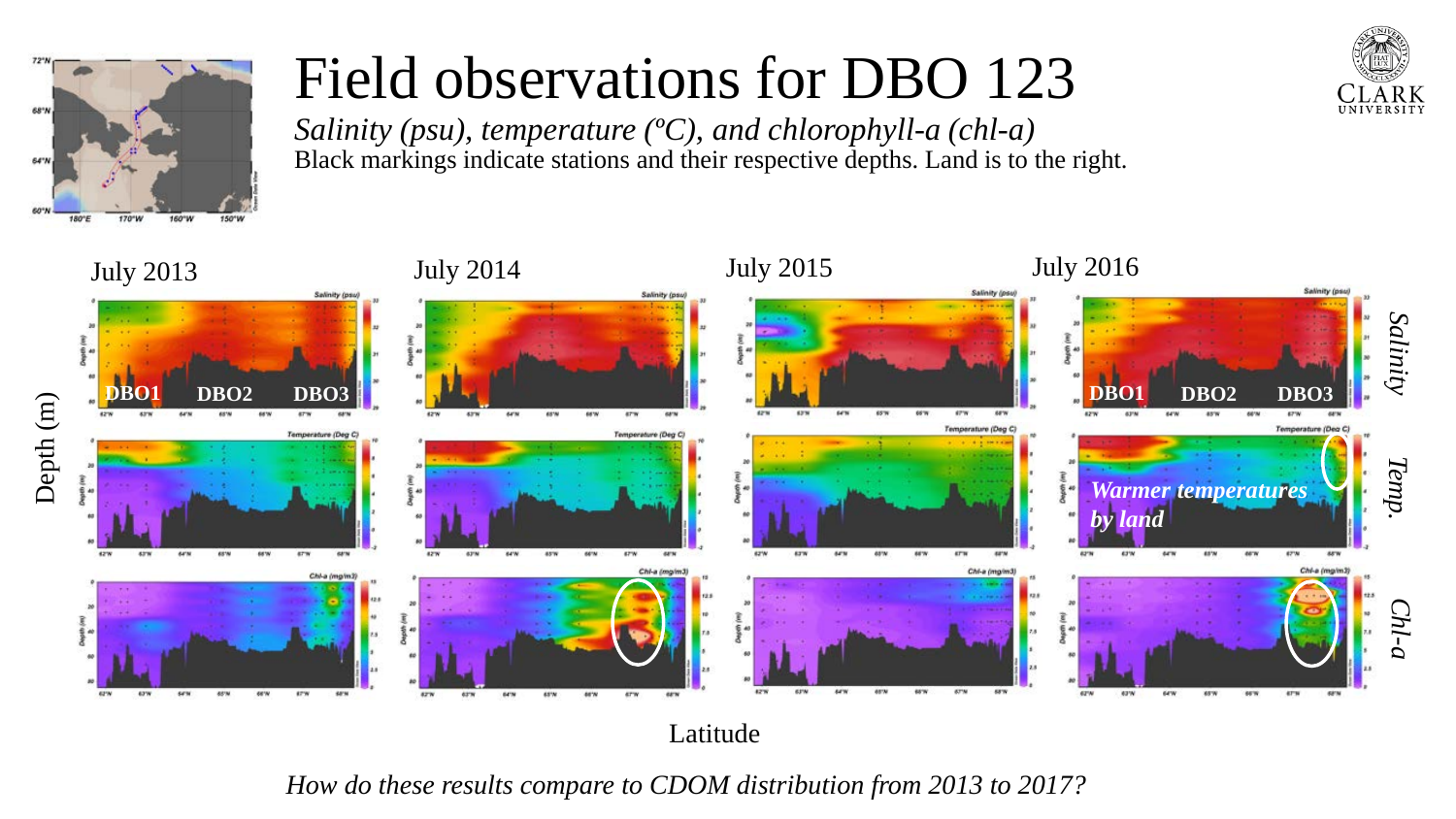# Field observations for DBO 123

*Salinity (psu), temperature (ºC), and chlorophyll-a (chl-a)*

Black markings indicate stations and their respective depths. Land is to the right.

July 2013 | July 2014 | July 2015 | July 2016

Salinity | Temp. | Chl-a

DBO1 DBO2 DBO3

Depth (m)

***Warmer temperatures by land***

Latitude

*How do these results compare to CDOM distribution from 2013 to 2017?*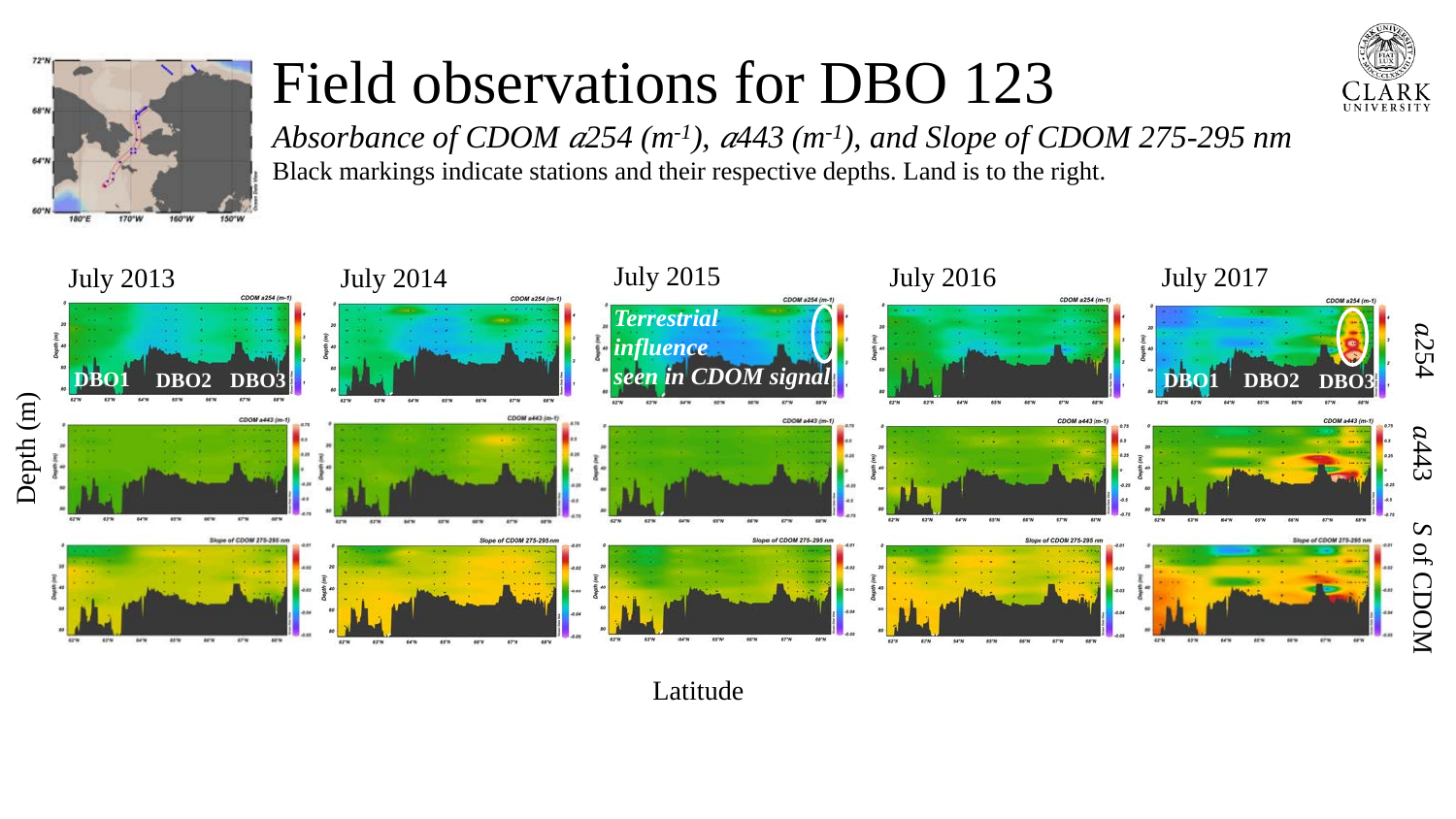# Field observations for DBO 123

*Absorbance of CDOM $a$254 ($m^{-1}$), $a$443 ($m^{-1}$), and Slope of CDOM 275-295 nm*

Black markings indicate stations and their respective depths. Land is to the right.

July 2013 | July 2014 | July 2015 | July 2016 | July 2017

DBO1 DBO2 DBO3

*Terrestrial influence seen in CDOM signal*

$a$254

$a$443

S of CDOM

Depth (m)

Latitude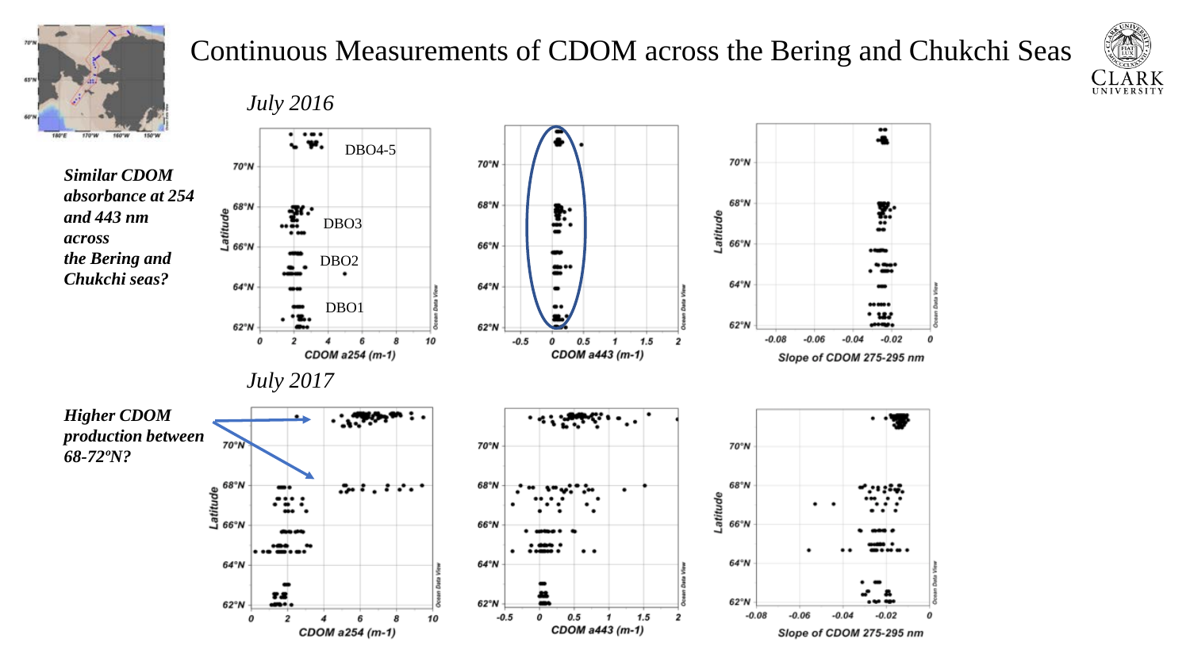# Continuous Measurements of CDOM across the Bering and Chukchi Seas

CLARK UNIVERSITY

*July 2016*

***Similar CDOM absorbance at 254 and 443 nm across the Bering and Chukchi seas?***

DBO4-5
DBO3
DBO2
DBO1

Latitude
70°N
68°N
66°N
64°N
62°N

CDOM a254 (m-1)
0 2 4 6 8 10

CDOM a443 (m-1)
-0.5 0 0.5 1 1.5 2

Slope of CDOM 275-295 nm
-0.08 -0.06 -0.04 -0.02 0

Ocean Data View

*July 2017*

***Higher CDOM production between 68-72ºN?***

Latitude
70°N
68°N
66°N
64°N
62°N

CDOM a254 (m-1)
0 2 4 6 8 10

CDOM a443 (m-1)
-0.5 0 0.5 1 1.5 2

Slope of CDOM 275-295 nm
-0.08 -0.06 -0.04 -0.02 0

Ocean Data View